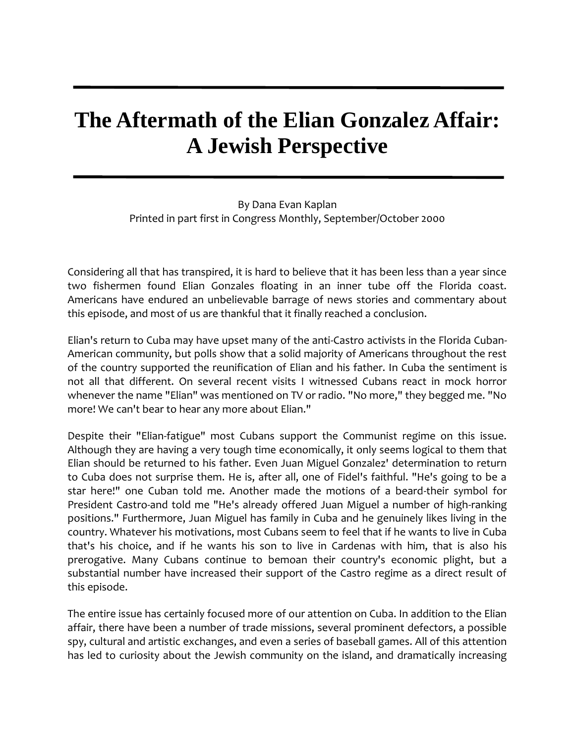# The Aftermath of the Elian Gonzalez Affair: A Jewish Perspective

By Dana Evan Kaplan
Printed in part first in Congress Monthly, September/October 2000

Considering all that has transpired, it is hard to believe that it has been less than a year since two fishermen found Elian Gonzales floating in an inner tube off the Florida coast. Americans have endured an unbelievable barrage of news stories and commentary about this episode, and most of us are thankful that it finally reached a conclusion.

Elian's return to Cuba may have upset many of the anti-Castro activists in the Florida Cuban-American community, but polls show that a solid majority of Americans throughout the rest of the country supported the reunification of Elian and his father. In Cuba the sentiment is not all that different. On several recent visits I witnessed Cubans react in mock horror whenever the name "Elian" was mentioned on TV or radio. "No more," they begged me. "No more! We can't bear to hear any more about Elian."

Despite their "Elian-fatigue" most Cubans support the Communist regime on this issue. Although they are having a very tough time economically, it only seems logical to them that Elian should be returned to his father. Even Juan Miguel Gonzalez' determination to return to Cuba does not surprise them. He is, after all, one of Fidel's faithful. "He's going to be a star here!" one Cuban told me. Another made the motions of a beard-their symbol for President Castro-and told me "He's already offered Juan Miguel a number of high-ranking positions." Furthermore, Juan Miguel has family in Cuba and he genuinely likes living in the country. Whatever his motivations, most Cubans seem to feel that if he wants to live in Cuba that's his choice, and if he wants his son to live in Cardenas with him, that is also his prerogative. Many Cubans continue to bemoan their country's economic plight, but a substantial number have increased their support of the Castro regime as a direct result of this episode.

The entire issue has certainly focused more of our attention on Cuba. In addition to the Elian affair, there have been a number of trade missions, several prominent defectors, a possible spy, cultural and artistic exchanges, and even a series of baseball games. All of this attention has led to curiosity about the Jewish community on the island, and dramatically increasing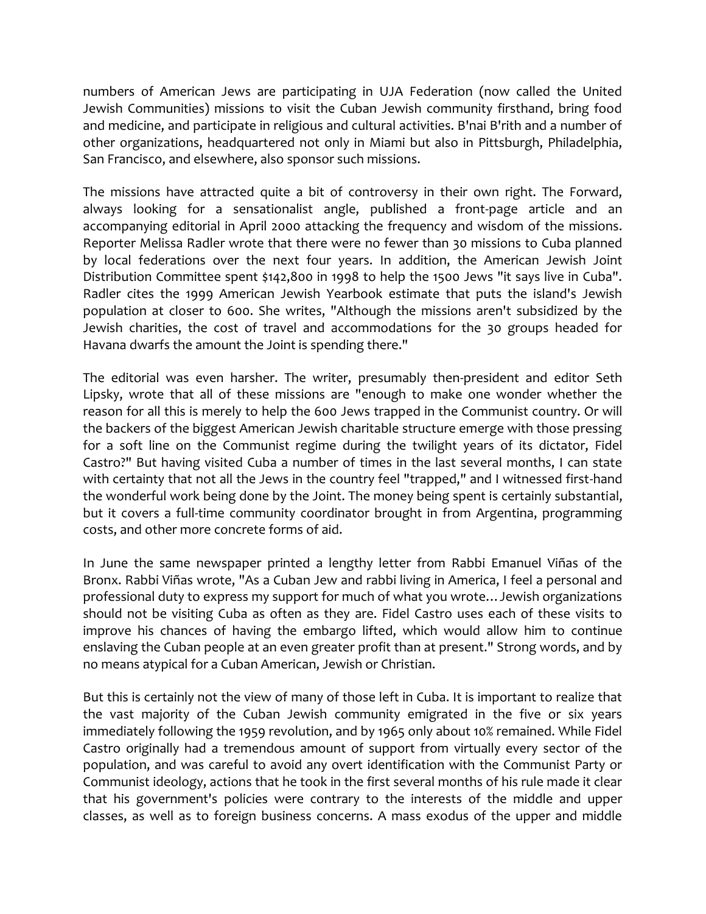numbers of American Jews are participating in UJA Federation (now called the United Jewish Communities) missions to visit the Cuban Jewish community firsthand, bring food and medicine, and participate in religious and cultural activities. B'nai B'rith and a number of other organizations, headquartered not only in Miami but also in Pittsburgh, Philadelphia, San Francisco, and elsewhere, also sponsor such missions.

The missions have attracted quite a bit of controversy in their own right. The Forward, always looking for a sensationalist angle, published a front-page article and an accompanying editorial in April 2000 attacking the frequency and wisdom of the missions. Reporter Melissa Radler wrote that there were no fewer than 30 missions to Cuba planned by local federations over the next four years. In addition, the American Jewish Joint Distribution Committee spent $142,800 in 1998 to help the 1500 Jews "it says live in Cuba". Radler cites the 1999 American Jewish Yearbook estimate that puts the island's Jewish population at closer to 600. She writes, "Although the missions aren't subsidized by the Jewish charities, the cost of travel and accommodations for the 30 groups headed for Havana dwarfs the amount the Joint is spending there."

The editorial was even harsher. The writer, presumably then-president and editor Seth Lipsky, wrote that all of these missions are "enough to make one wonder whether the reason for all this is merely to help the 600 Jews trapped in the Communist country. Or will the backers of the biggest American Jewish charitable structure emerge with those pressing for a soft line on the Communist regime during the twilight years of its dictator, Fidel Castro?" But having visited Cuba a number of times in the last several months, I can state with certainty that not all the Jews in the country feel "trapped," and I witnessed first-hand the wonderful work being done by the Joint. The money being spent is certainly substantial, but it covers a full-time community coordinator brought in from Argentina, programming costs, and other more concrete forms of aid.

In June the same newspaper printed a lengthy letter from Rabbi Emanuel Viñas of the Bronx. Rabbi Viñas wrote, "As a Cuban Jew and rabbi living in America, I feel a personal and professional duty to express my support for much of what you wrote… Jewish organizations should not be visiting Cuba as often as they are. Fidel Castro uses each of these visits to improve his chances of having the embargo lifted, which would allow him to continue enslaving the Cuban people at an even greater profit than at present." Strong words, and by no means atypical for a Cuban American, Jewish or Christian.

But this is certainly not the view of many of those left in Cuba. It is important to realize that the vast majority of the Cuban Jewish community emigrated in the five or six years immediately following the 1959 revolution, and by 1965 only about 10% remained. While Fidel Castro originally had a tremendous amount of support from virtually every sector of the population, and was careful to avoid any overt identification with the Communist Party or Communist ideology, actions that he took in the first several months of his rule made it clear that his government's policies were contrary to the interests of the middle and upper classes, as well as to foreign business concerns. A mass exodus of the upper and middle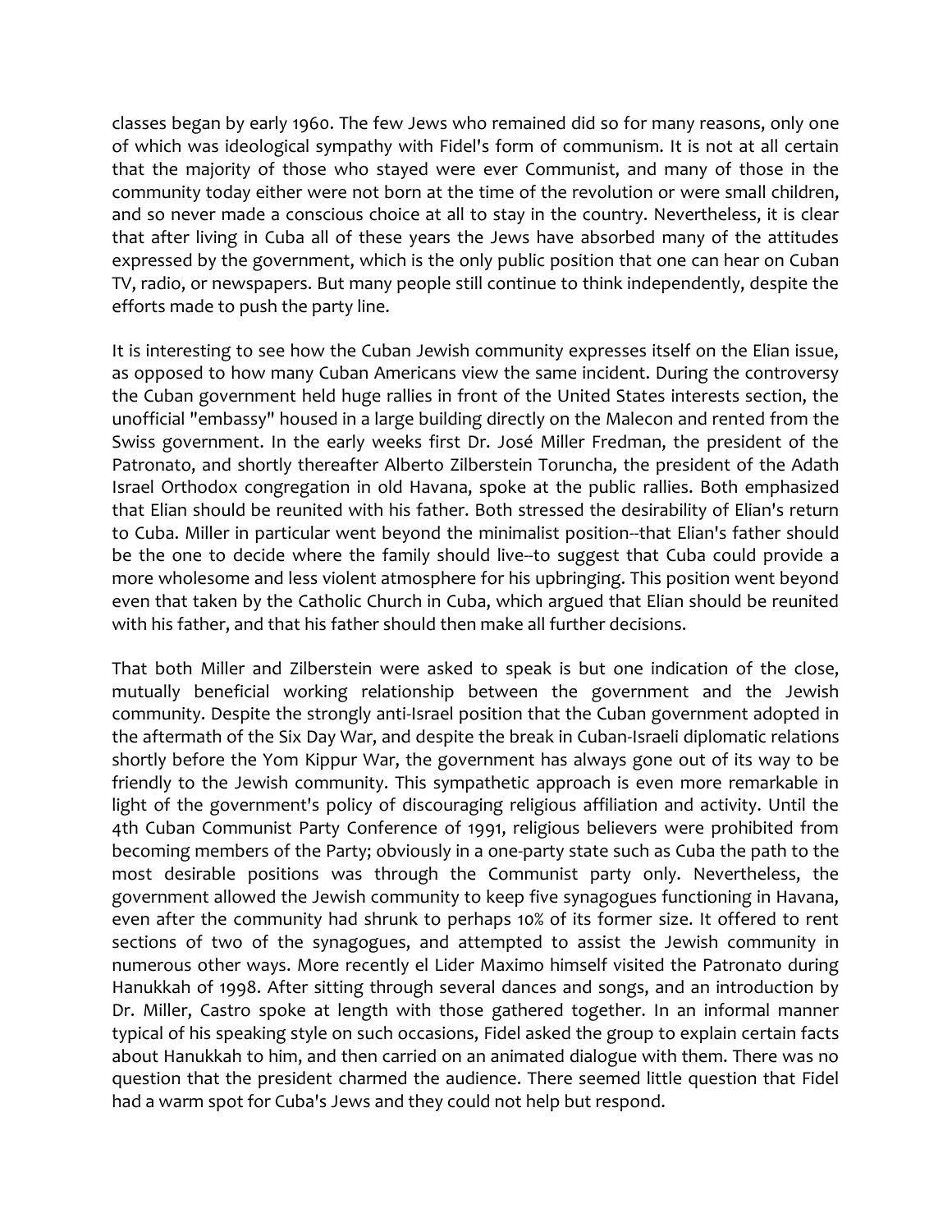classes began by early 1960. The few Jews who remained did so for many reasons, only one of which was ideological sympathy with Fidel's form of communism. It is not at all certain that the majority of those who stayed were ever Communist, and many of those in the community today either were not born at the time of the revolution or were small children, and so never made a conscious choice at all to stay in the country. Nevertheless, it is clear that after living in Cuba all of these years the Jews have absorbed many of the attitudes expressed by the government, which is the only public position that one can hear on Cuban TV, radio, or newspapers. But many people still continue to think independently, despite the efforts made to push the party line.

It is interesting to see how the Cuban Jewish community expresses itself on the Elian issue, as opposed to how many Cuban Americans view the same incident. During the controversy the Cuban government held huge rallies in front of the United States interests section, the unofficial "embassy" housed in a large building directly on the Malecon and rented from the Swiss government. In the early weeks first Dr. José Miller Fredman, the president of the Patronato, and shortly thereafter Alberto Zilberstein Toruncha, the president of the Adath Israel Orthodox congregation in old Havana, spoke at the public rallies. Both emphasized that Elian should be reunited with his father. Both stressed the desirability of Elian's return to Cuba. Miller in particular went beyond the minimalist position--that Elian's father should be the one to decide where the family should live--to suggest that Cuba could provide a more wholesome and less violent atmosphere for his upbringing. This position went beyond even that taken by the Catholic Church in Cuba, which argued that Elian should be reunited with his father, and that his father should then make all further decisions.

That both Miller and Zilberstein were asked to speak is but one indication of the close, mutually beneficial working relationship between the government and the Jewish community. Despite the strongly anti-Israel position that the Cuban government adopted in the aftermath of the Six Day War, and despite the break in Cuban-Israeli diplomatic relations shortly before the Yom Kippur War, the government has always gone out of its way to be friendly to the Jewish community. This sympathetic approach is even more remarkable in light of the government's policy of discouraging religious affiliation and activity. Until the 4th Cuban Communist Party Conference of 1991, religious believers were prohibited from becoming members of the Party; obviously in a one-party state such as Cuba the path to the most desirable positions was through the Communist party only. Nevertheless, the government allowed the Jewish community to keep five synagogues functioning in Havana, even after the community had shrunk to perhaps 10% of its former size. It offered to rent sections of two of the synagogues, and attempted to assist the Jewish community in numerous other ways. More recently el Lider Maximo himself visited the Patronato during Hanukkah of 1998. After sitting through several dances and songs, and an introduction by Dr. Miller, Castro spoke at length with those gathered together. In an informal manner typical of his speaking style on such occasions, Fidel asked the group to explain certain facts about Hanukkah to him, and then carried on an animated dialogue with them. There was no question that the president charmed the audience. There seemed little question that Fidel had a warm spot for Cuba's Jews and they could not help but respond.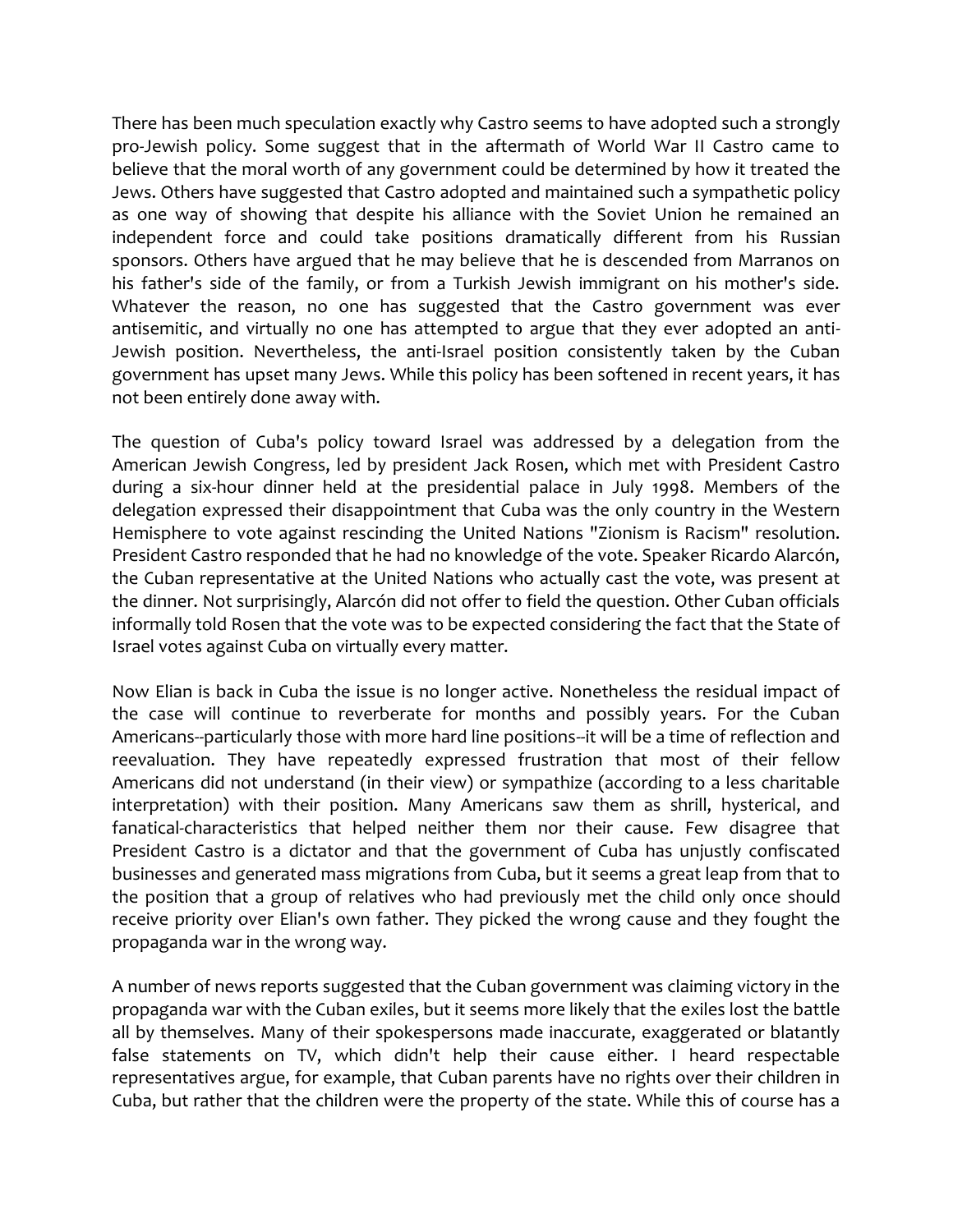There has been much speculation exactly why Castro seems to have adopted such a strongly pro-Jewish policy. Some suggest that in the aftermath of World War II Castro came to believe that the moral worth of any government could be determined by how it treated the Jews. Others have suggested that Castro adopted and maintained such a sympathetic policy as one way of showing that despite his alliance with the Soviet Union he remained an independent force and could take positions dramatically different from his Russian sponsors. Others have argued that he may believe that he is descended from Marranos on his father's side of the family, or from a Turkish Jewish immigrant on his mother's side. Whatever the reason, no one has suggested that the Castro government was ever antisemitic, and virtually no one has attempted to argue that they ever adopted an anti-Jewish position. Nevertheless, the anti-Israel position consistently taken by the Cuban government has upset many Jews. While this policy has been softened in recent years, it has not been entirely done away with.

The question of Cuba's policy toward Israel was addressed by a delegation from the American Jewish Congress, led by president Jack Rosen, which met with President Castro during a six-hour dinner held at the presidential palace in July 1998. Members of the delegation expressed their disappointment that Cuba was the only country in the Western Hemisphere to vote against rescinding the United Nations "Zionism is Racism" resolution. President Castro responded that he had no knowledge of the vote. Speaker Ricardo Alarcón, the Cuban representative at the United Nations who actually cast the vote, was present at the dinner. Not surprisingly, Alarcón did not offer to field the question. Other Cuban officials informally told Rosen that the vote was to be expected considering the fact that the State of Israel votes against Cuba on virtually every matter.

Now Elian is back in Cuba the issue is no longer active. Nonetheless the residual impact of the case will continue to reverberate for months and possibly years. For the Cuban Americans--particularly those with more hard line positions--it will be a time of reflection and reevaluation. They have repeatedly expressed frustration that most of their fellow Americans did not understand (in their view) or sympathize (according to a less charitable interpretation) with their position. Many Americans saw them as shrill, hysterical, and fanatical-characteristics that helped neither them nor their cause. Few disagree that President Castro is a dictator and that the government of Cuba has unjustly confiscated businesses and generated mass migrations from Cuba, but it seems a great leap from that to the position that a group of relatives who had previously met the child only once should receive priority over Elian's own father. They picked the wrong cause and they fought the propaganda war in the wrong way.

A number of news reports suggested that the Cuban government was claiming victory in the propaganda war with the Cuban exiles, but it seems more likely that the exiles lost the battle all by themselves. Many of their spokespersons made inaccurate, exaggerated or blatantly false statements on TV, which didn't help their cause either. I heard respectable representatives argue, for example, that Cuban parents have no rights over their children in Cuba, but rather that the children were the property of the state. While this of course has a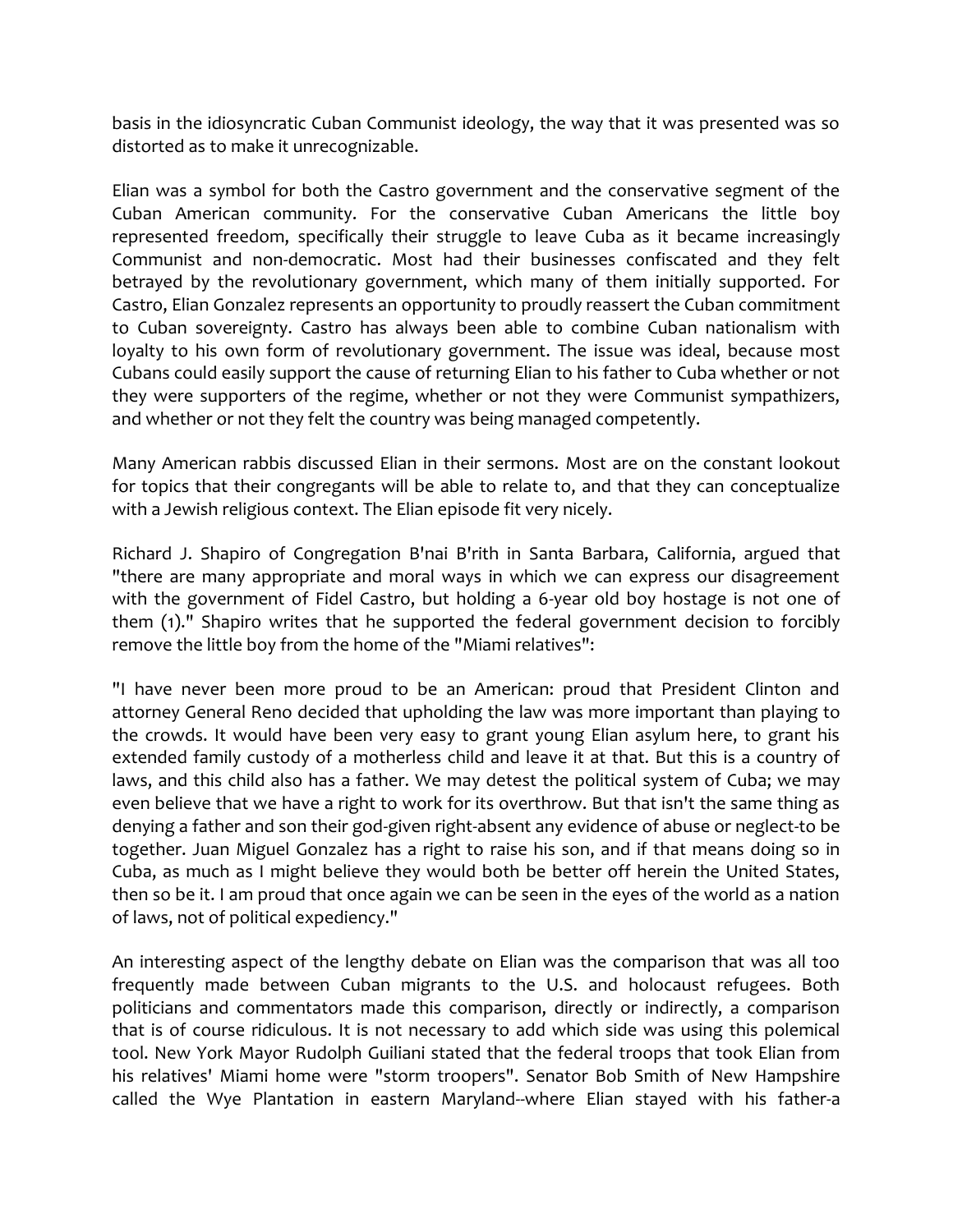basis in the idiosyncratic Cuban Communist ideology, the way that it was presented was so distorted as to make it unrecognizable.

Elian was a symbol for both the Castro government and the conservative segment of the Cuban American community. For the conservative Cuban Americans the little boy represented freedom, specifically their struggle to leave Cuba as it became increasingly Communist and non-democratic. Most had their businesses confiscated and they felt betrayed by the revolutionary government, which many of them initially supported. For Castro, Elian Gonzalez represents an opportunity to proudly reassert the Cuban commitment to Cuban sovereignty. Castro has always been able to combine Cuban nationalism with loyalty to his own form of revolutionary government. The issue was ideal, because most Cubans could easily support the cause of returning Elian to his father to Cuba whether or not they were supporters of the regime, whether or not they were Communist sympathizers, and whether or not they felt the country was being managed competently.

Many American rabbis discussed Elian in their sermons. Most are on the constant lookout for topics that their congregants will be able to relate to, and that they can conceptualize with a Jewish religious context. The Elian episode fit very nicely.

Richard J. Shapiro of Congregation B'nai B'rith in Santa Barbara, California, argued that "there are many appropriate and moral ways in which we can express our disagreement with the government of Fidel Castro, but holding a 6-year old boy hostage is not one of them (1)." Shapiro writes that he supported the federal government decision to forcibly remove the little boy from the home of the "Miami relatives":

"I have never been more proud to be an American: proud that President Clinton and attorney General Reno decided that upholding the law was more important than playing to the crowds. It would have been very easy to grant young Elian asylum here, to grant his extended family custody of a motherless child and leave it at that. But this is a country of laws, and this child also has a father. We may detest the political system of Cuba; we may even believe that we have a right to work for its overthrow. But that isn't the same thing as denying a father and son their god-given right-absent any evidence of abuse or neglect-to be together. Juan Miguel Gonzalez has a right to raise his son, and if that means doing so in Cuba, as much as I might believe they would both be better off herein the United States, then so be it. I am proud that once again we can be seen in the eyes of the world as a nation of laws, not of political expediency."

An interesting aspect of the lengthy debate on Elian was the comparison that was all too frequently made between Cuban migrants to the U.S. and holocaust refugees. Both politicians and commentators made this comparison, directly or indirectly, a comparison that is of course ridiculous. It is not necessary to add which side was using this polemical tool. New York Mayor Rudolph Guiliani stated that the federal troops that took Elian from his relatives' Miami home were "storm troopers". Senator Bob Smith of New Hampshire called the Wye Plantation in eastern Maryland--where Elian stayed with his father-a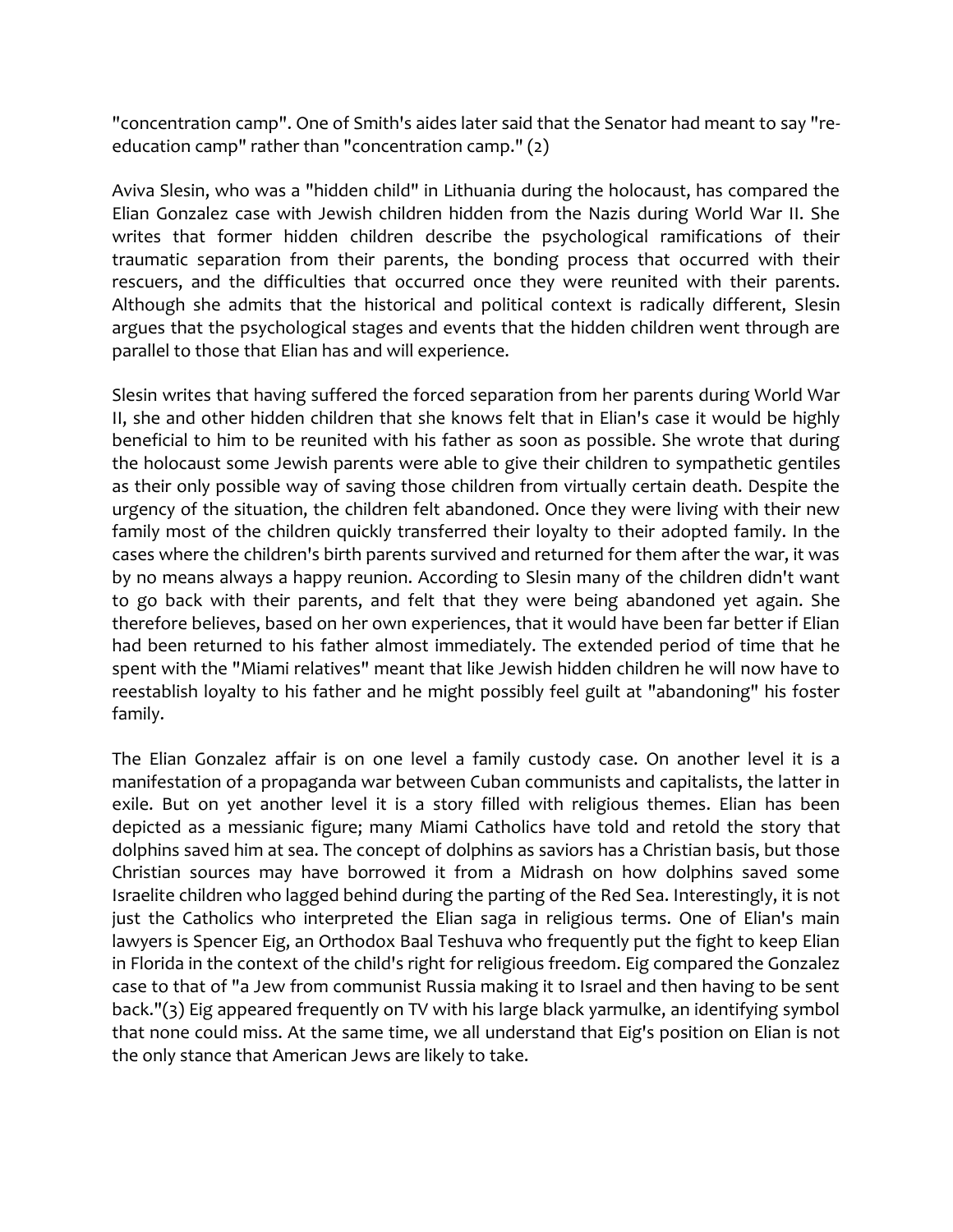"concentration camp". One of Smith's aides later said that the Senator had meant to say "re-education camp" rather than "concentration camp." (2)

Aviva Slesin, who was a "hidden child" in Lithuania during the holocaust, has compared the Elian Gonzalez case with Jewish children hidden from the Nazis during World War II. She writes that former hidden children describe the psychological ramifications of their traumatic separation from their parents, the bonding process that occurred with their rescuers, and the difficulties that occurred once they were reunited with their parents. Although she admits that the historical and political context is radically different, Slesin argues that the psychological stages and events that the hidden children went through are parallel to those that Elian has and will experience.

Slesin writes that having suffered the forced separation from her parents during World War II, she and other hidden children that she knows felt that in Elian's case it would be highly beneficial to him to be reunited with his father as soon as possible. She wrote that during the holocaust some Jewish parents were able to give their children to sympathetic gentiles as their only possible way of saving those children from virtually certain death. Despite the urgency of the situation, the children felt abandoned. Once they were living with their new family most of the children quickly transferred their loyalty to their adopted family. In the cases where the children's birth parents survived and returned for them after the war, it was by no means always a happy reunion. According to Slesin many of the children didn't want to go back with their parents, and felt that they were being abandoned yet again. She therefore believes, based on her own experiences, that it would have been far better if Elian had been returned to his father almost immediately. The extended period of time that he spent with the "Miami relatives" meant that like Jewish hidden children he will now have to reestablish loyalty to his father and he might possibly feel guilt at "abandoning" his foster family.

The Elian Gonzalez affair is on one level a family custody case. On another level it is a manifestation of a propaganda war between Cuban communists and capitalists, the latter in exile. But on yet another level it is a story filled with religious themes. Elian has been depicted as a messianic figure; many Miami Catholics have told and retold the story that dolphins saved him at sea. The concept of dolphins as saviors has a Christian basis, but those Christian sources may have borrowed it from a Midrash on how dolphins saved some Israelite children who lagged behind during the parting of the Red Sea. Interestingly, it is not just the Catholics who interpreted the Elian saga in religious terms. One of Elian's main lawyers is Spencer Eig, an Orthodox Baal Teshuva who frequently put the fight to keep Elian in Florida in the context of the child's right for religious freedom. Eig compared the Gonzalez case to that of "a Jew from communist Russia making it to Israel and then having to be sent back."(3) Eig appeared frequently on TV with his large black yarmulke, an identifying symbol that none could miss. At the same time, we all understand that Eig's position on Elian is not the only stance that American Jews are likely to take.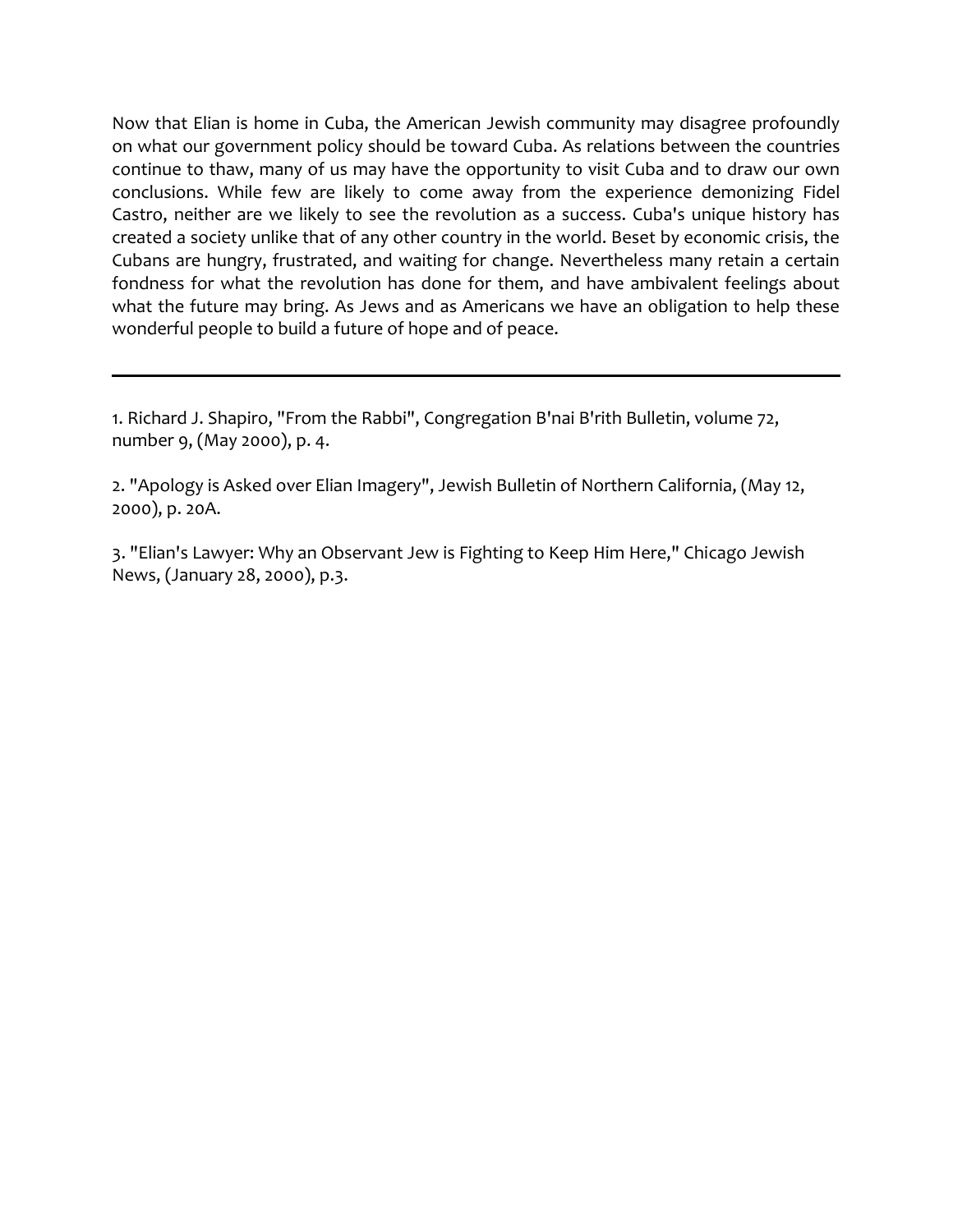Now that Elian is home in Cuba, the American Jewish community may disagree profoundly on what our government policy should be toward Cuba. As relations between the countries continue to thaw, many of us may have the opportunity to visit Cuba and to draw our own conclusions. While few are likely to come away from the experience demonizing Fidel Castro, neither are we likely to see the revolution as a success. Cuba's unique history has created a society unlike that of any other country in the world. Beset by economic crisis, the Cubans are hungry, frustrated, and waiting for change. Nevertheless many retain a certain fondness for what the revolution has done for them, and have ambivalent feelings about what the future may bring. As Jews and as Americans we have an obligation to help these wonderful people to build a future of hope and of peace.

---

1. Richard J. Shapiro, "From the Rabbi", Congregation B'nai B'rith Bulletin, volume 72, number 9, (May 2000), p. 4.

2. "Apology is Asked over Elian Imagery", Jewish Bulletin of Northern California, (May 12, 2000), p. 20A.

3. "Elian's Lawyer: Why an Observant Jew is Fighting to Keep Him Here," Chicago Jewish News, (January 28, 2000), p.3.